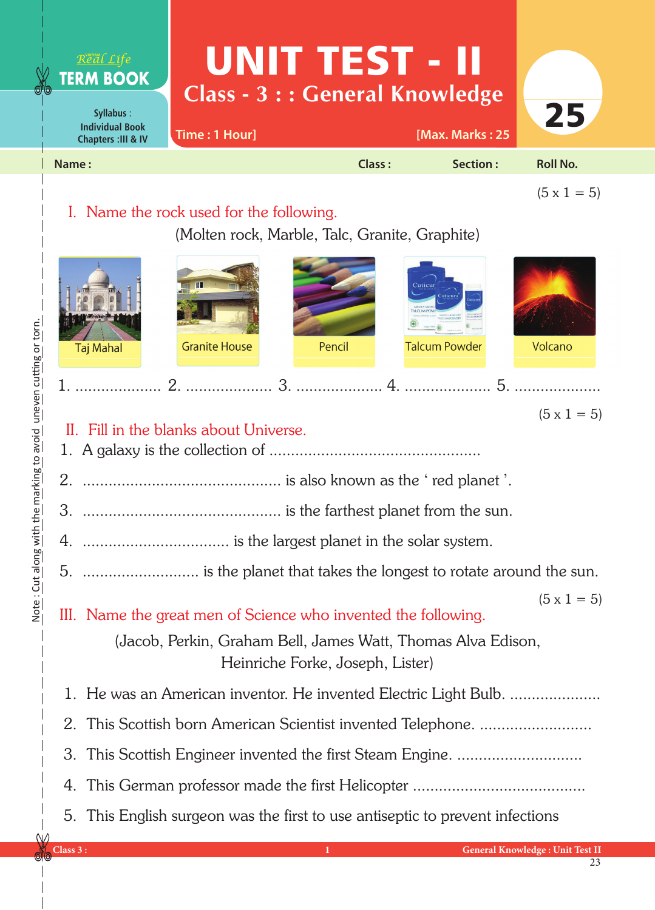Real Life **TERM BOOK**

Syllabus : Individual Book Chapters :III & IV

# UNIT TEST - II

## Class - 3 : : General Knowledge

Time : 1 Hour] [Max. Marks : 25

**25**

**Name :** **Class :** **Section :** **Roll No.**

(5 x 1 = 5)

## I. Name the rock used for the following.

(Molten rock, Marble, Talc, Granite, Graphite)

Taj Mahal | Granite House | Pencil | Talcum Powder | Volcano

1. .................... 2. .................... 3. .................... 4. .................... 5. ....................

(5 x 1 = 5)

## II. Fill in the blanks about Universe.

1. A galaxy is the collection of ................................................
2. ............................................. is also known as the ' red planet '.
3. ............................................. is the farthest planet from the sun.
4. ................................. is the largest planet in the solar system.
5. ........................... is the planet that takes the longest to rotate around the sun.

(5 x 1 = 5)

## III. Name the great men of Science who invented the following.

(Jacob, Perkin, Graham Bell, James Watt, Thomas Alva Edison, Heinriche Forke, Joseph, Lister)

1. He was an American inventor. He invented Electric Light Bulb. .....................
2. This Scottish born American Scientist invented Telephone. ..........................
3. This Scottish Engineer invented the first Steam Engine. .............................
4. This German professor made the first Helicopter ........................................
5. This English surgeon was the first to use antiseptic to prevent infections

Note : Cut along with the marking to avoid uneven cutting or torn.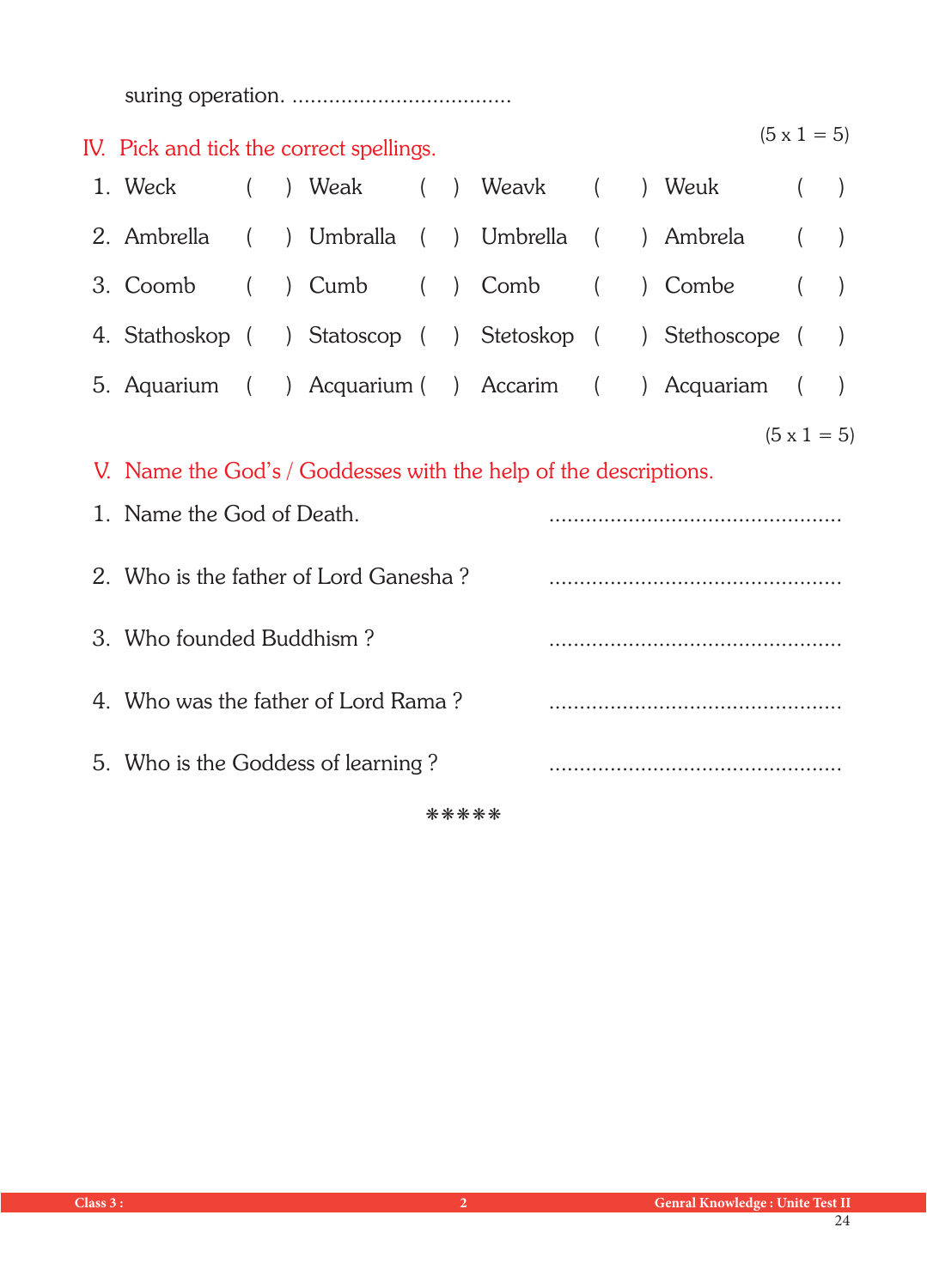suring operation. ....................................

(5 x 1 = 5)

## IV. Pick and tick the correct spellings.

| | | | | |
|---|---|---|---|---|
| 1. | Weck ( ) | Weak ( ) | Weavk ( ) | Weuk ( ) |
| 2. | Ambrella ( ) | Umbralla ( ) | Umbrella ( ) | Ambrela ( ) |
| 3. | Coomb ( ) | Cumb ( ) | Comb ( ) | Combe ( ) |
| 4. | Stathoskop ( ) | Statoscop ( ) | Stetoskop ( ) | Stethoscope ( ) |
| 5. | Aquarium ( ) | Acquarium ( ) | Accarim ( ) | Acquariam ( ) |

(5 x 1 = 5)

## V. Name the God's / Goddesses with the help of the descriptions.

1. Name the God of Death. ................................................
2. Who is the father of Lord Ganesha ? ................................................
3. Who founded Buddhism ? ................................................
4. Who was the father of Lord Rama ? ................................................
5. Who is the Goddess of learning ? ................................................

*****